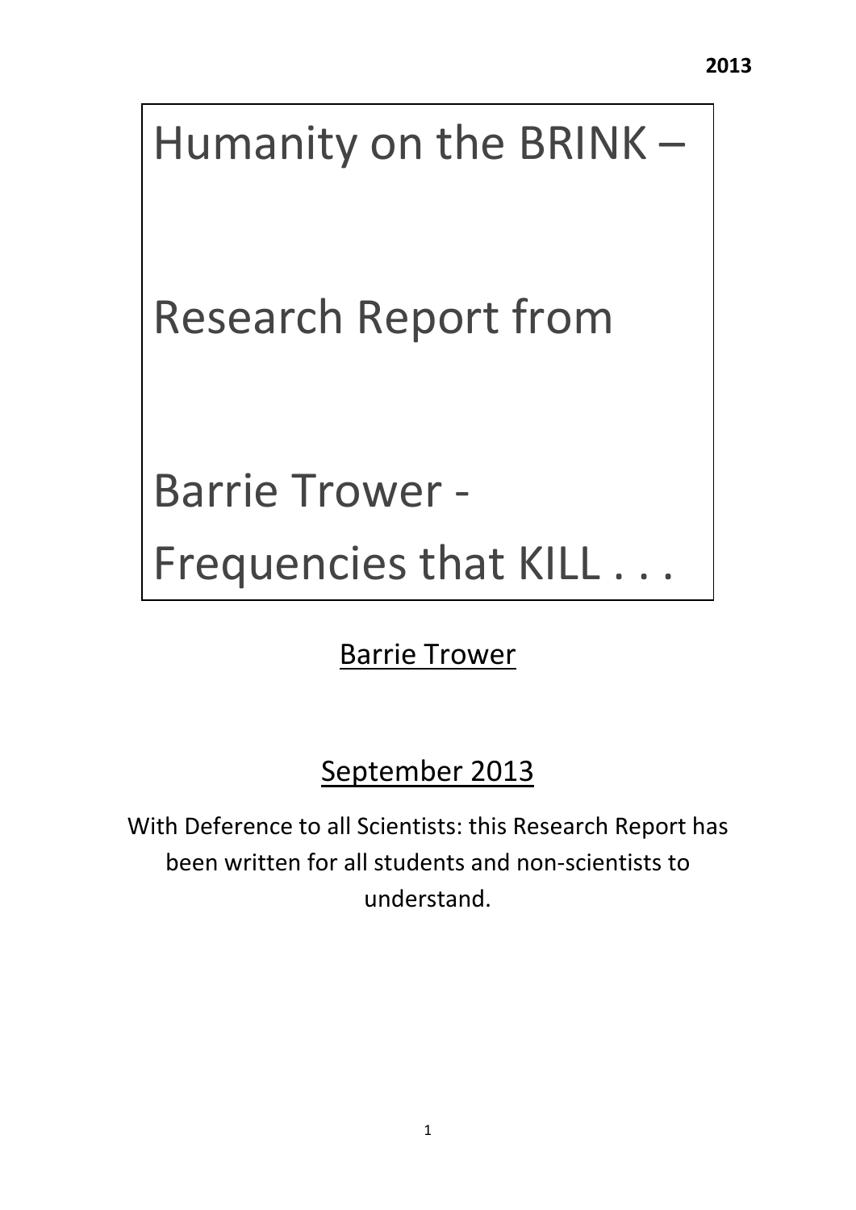2013

# Humanity on the BRINK –

# Research Report from

# Barrie Trower - Frequencies that KILL . . .

Barrie Trower

September 2013

With Deference to all Scientists: this Research Report has been written for all students and non-scientists to understand.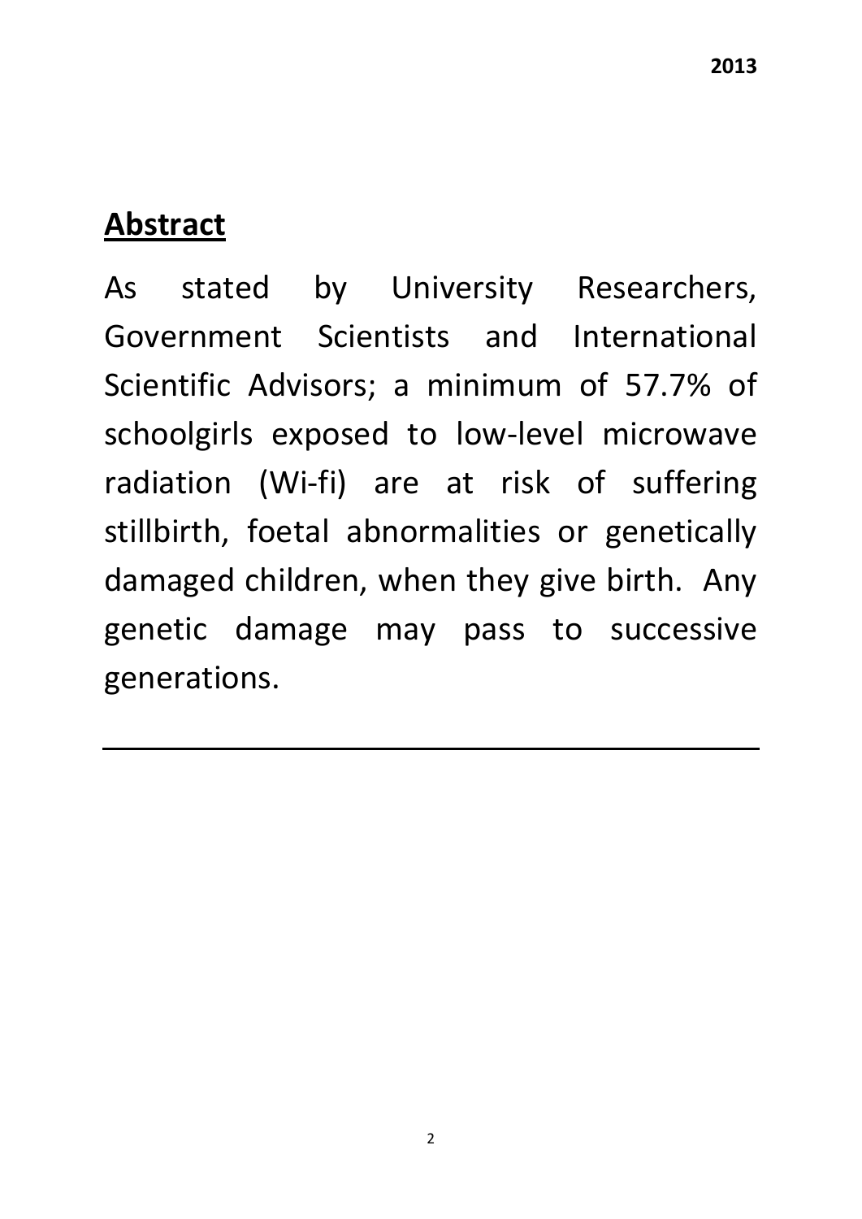## Abstract

As stated by University Researchers, Government Scientists and International Scientific Advisors; a minimum of 57.7% of schoolgirls exposed to low-level microwave radiation (Wi-fi) are at risk of suffering stillbirth, foetal abnormalities or genetically damaged children, when they give birth. Any genetic damage may pass to successive generations.

---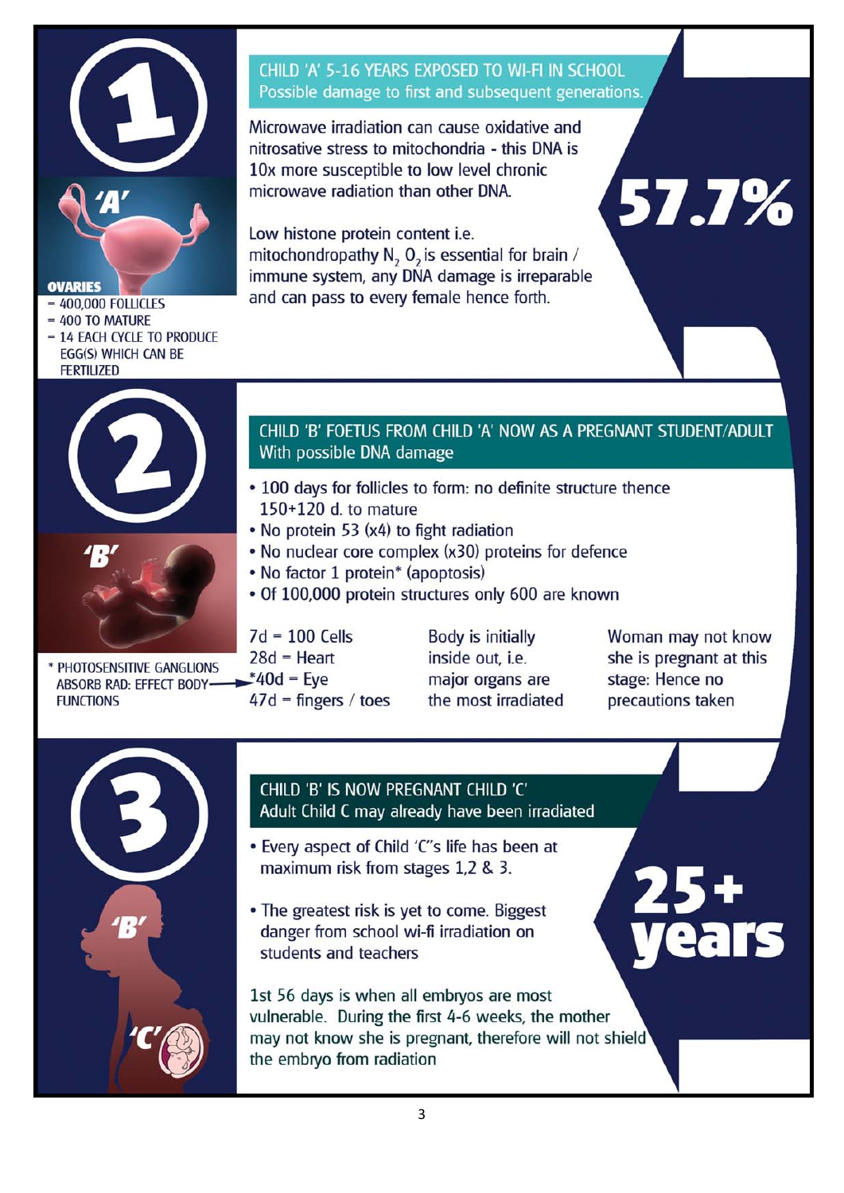## 1

### CHILD 'A' 5-16 YEARS EXPOSED TO WI-FI IN SCHOOL
Possible damage to first and subsequent generations.

Microwave irradiation can cause oxidative and nitrosative stress to mitochondria - this DNA is 10x more susceptible to low level chronic microwave radiation than other DNA.

Low histone protein content i.e. mitochondropathy $N_2$ $0_2$ is essential for brain / immune system, any DNA damage is irreparable and can pass to every female hence forth.

**57.7%**

'A'

**OVARIES**

- = 400,000 FOLLICLES
- = 400 TO MATURE
- = 14 EACH CYCLE TO PRODUCE EGG(S) WHICH CAN BE FERTILIZED

## 2

### CHILD 'B' FOETUS FROM CHILD 'A' NOW AS A PREGNANT STUDENT/ADULT
With possible DNA damage

- 100 days for follicles to form: no definite structure thence 150+120 d. to mature
- No protein 53 (x4) to fight radiation
- No nuclear core complex (x30) proteins for defence
- No factor 1 protein* (apoptosis)
- Of 100,000 protein structures only 600 are known

'B'

7d = 100 Cells
28d = Heart
*40d = Eye
47d = fingers / toes

Body is initially inside out, i.e. major organs are the most irradiated

Woman may not know she is pregnant at this stage: Hence no precautions taken

\* PHOTOSENSITIVE GANGLIONS ABSORB RAD: EFFECT BODY FUNCTIONS

## 3

### CHILD 'B' IS NOW PREGNANT CHILD 'C'
Adult Child C may already have been irradiated

- Every aspect of Child 'C''s life has been at maximum risk from stages 1,2 & 3.
- The greatest risk is yet to come. Biggest danger from school wi-fi irradiation on students and teachers

**25+ years**

1st 56 days is when all embryos are most vulnerable. During the first 4-6 weeks, the mother may not know she is pregnant, therefore will not shield the embryo from radiation

'B'

'C'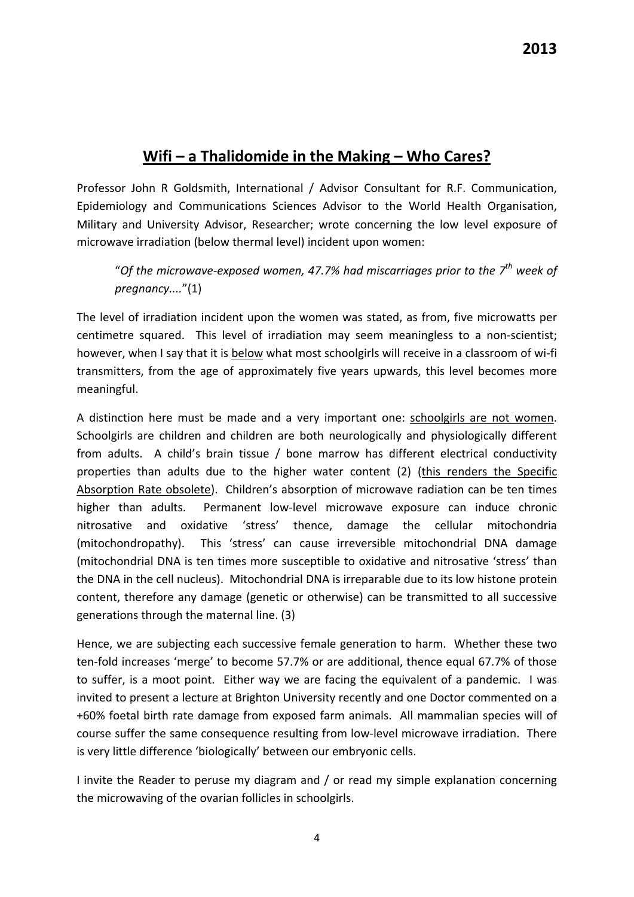**2013**

## Wifi – a Thalidomide in the Making – Who Cares?

Professor John R Goldsmith, International / Advisor Consultant for R.F. Communication, Epidemiology and Communications Sciences Advisor to the World Health Organisation, Military and University Advisor, Researcher; wrote concerning the low level exposure of microwave irradiation (below thermal level) incident upon women:

> "*Of the microwave-exposed women, 47.7% had miscarriages prior to the 7th week of pregnancy....*"(1)

The level of irradiation incident upon the women was stated, as from, five microwatts per centimetre squared. This level of irradiation may seem meaningless to a non-scientist; however, when I say that it is below what most schoolgirls will receive in a classroom of wi-fi transmitters, from the age of approximately five years upwards, this level becomes more meaningful.

A distinction here must be made and a very important one: schoolgirls are not women. Schoolgirls are children and children are both neurologically and physiologically different from adults. A child's brain tissue / bone marrow has different electrical conductivity properties than adults due to the higher water content (2) (this renders the Specific Absorption Rate obsolete). Children's absorption of microwave radiation can be ten times higher than adults. Permanent low-level microwave exposure can induce chronic nitrosative and oxidative 'stress' thence, damage the cellular mitochondria (mitochondropathy). This 'stress' can cause irreversible mitochondrial DNA damage (mitochondrial DNA is ten times more susceptible to oxidative and nitrosative 'stress' than the DNA in the cell nucleus). Mitochondrial DNA is irreparable due to its low histone protein content, therefore any damage (genetic or otherwise) can be transmitted to all successive generations through the maternal line. (3)

Hence, we are subjecting each successive female generation to harm. Whether these two ten-fold increases 'merge' to become 57.7% or are additional, thence equal 67.7% of those to suffer, is a moot point. Either way we are facing the equivalent of a pandemic. I was invited to present a lecture at Brighton University recently and one Doctor commented on a +60% foetal birth rate damage from exposed farm animals. All mammalian species will of course suffer the same consequence resulting from low-level microwave irradiation. There is very little difference 'biologically' between our embryonic cells.

I invite the Reader to peruse my diagram and / or read my simple explanation concerning the microwaving of the ovarian follicles in schoolgirls.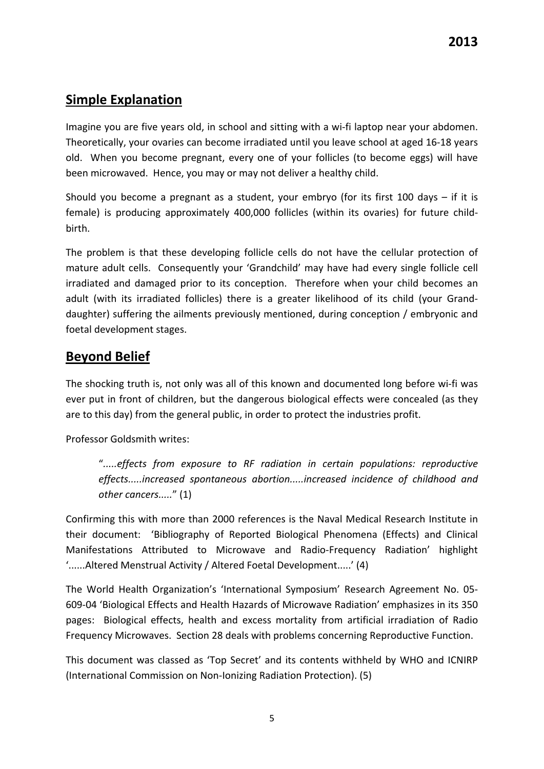## Simple Explanation

Imagine you are five years old, in school and sitting with a wi-fi laptop near your abdomen. Theoretically, your ovaries can become irradiated until you leave school at aged 16-18 years old. When you become pregnant, every one of your follicles (to become eggs) will have been microwaved. Hence, you may or may not deliver a healthy child.

Should you become a pregnant as a student, your embryo (for its first 100 days – if it is female) is producing approximately 400,000 follicles (within its ovaries) for future child-birth.

The problem is that these developing follicle cells do not have the cellular protection of mature adult cells. Consequently your 'Grandchild' may have had every single follicle cell irradiated and damaged prior to its conception. Therefore when your child becomes an adult (with its irradiated follicles) there is a greater likelihood of its child (your Grand-daughter) suffering the ailments previously mentioned, during conception / embryonic and foetal development stages.

## Beyond Belief

The shocking truth is, not only was all of this known and documented long before wi-fi was ever put in front of children, but the dangerous biological effects were concealed (as they are to this day) from the general public, in order to protect the industries profit.

Professor Goldsmith writes:

> "*.....effects from exposure to RF radiation in certain populations: reproductive effects.....increased spontaneous abortion.....increased incidence of childhood and other cancers.....*" (1)

Confirming this with more than 2000 references is the Naval Medical Research Institute in their document: 'Bibliography of Reported Biological Phenomena (Effects) and Clinical Manifestations Attributed to Microwave and Radio-Frequency Radiation' highlight '......Altered Menstrual Activity / Altered Foetal Development.....' (4)

The World Health Organization's 'International Symposium' Research Agreement No. 05-609-04 'Biological Effects and Health Hazards of Microwave Radiation' emphasizes in its 350 pages: Biological effects, health and excess mortality from artificial irradiation of Radio Frequency Microwaves. Section 28 deals with problems concerning Reproductive Function.

This document was classed as 'Top Secret' and its contents withheld by WHO and ICNIRP (International Commission on Non-Ionizing Radiation Protection). (5)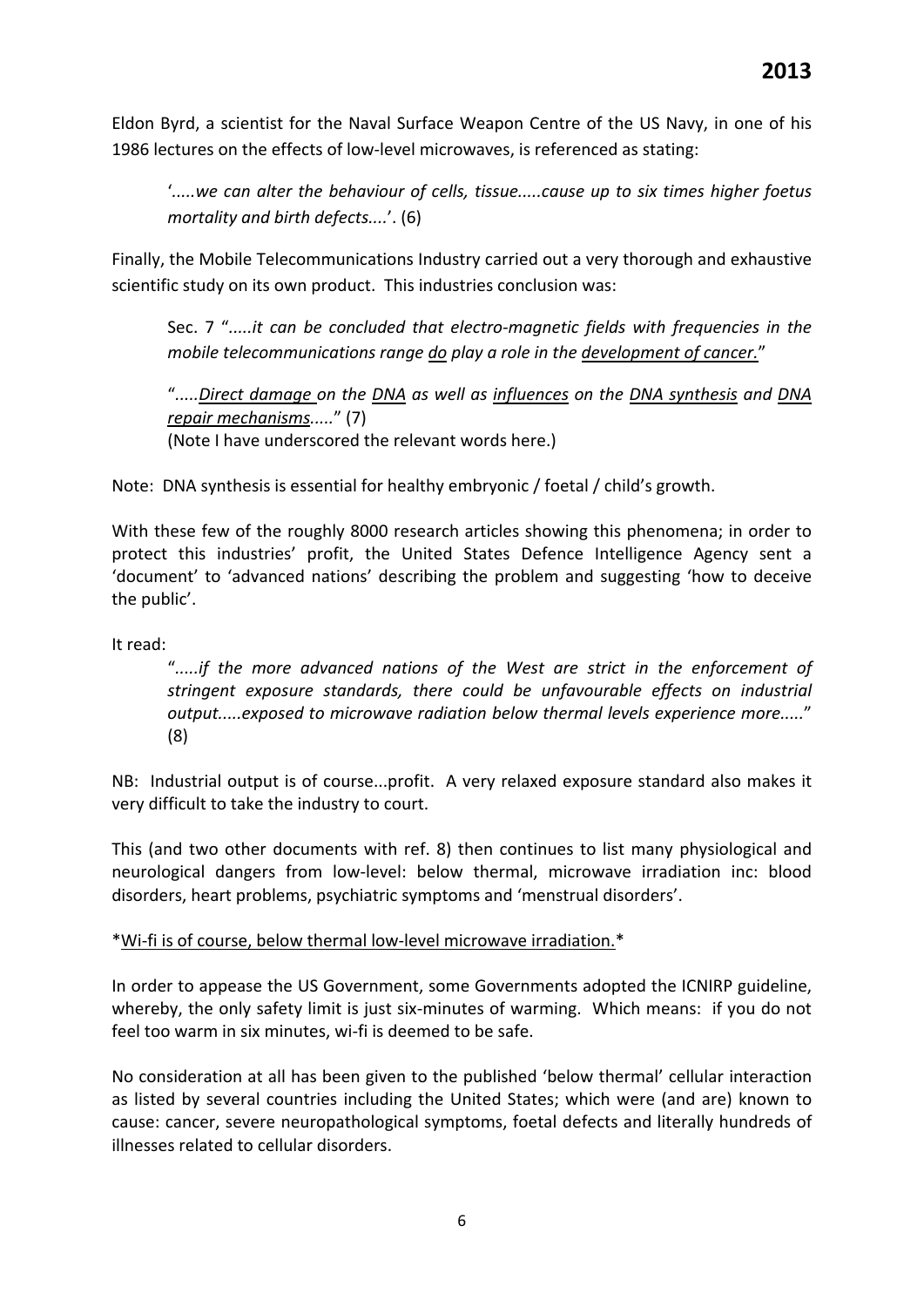Eldon Byrd, a scientist for the Naval Surface Weapon Centre of the US Navy, in one of his 1986 lectures on the effects of low-level microwaves, is referenced as stating:

> '*.....we can alter the behaviour of cells, tissue.....cause up to six times higher foetus mortality and birth defects....*'. (6)

Finally, the Mobile Telecommunications Industry carried out a very thorough and exhaustive scientific study on its own product. This industries conclusion was:

> Sec. 7 "*.....it can be concluded that electro-magnetic fields with frequencies in the mobile telecommunications range <u>do</u> play a role in the <u>development of cancer.</u>*"
>
> "*.....<u>Direct damage</u> on the <u>DNA</u> as well as <u>influences</u> on the <u>DNA synthesis</u> and <u>DNA repair mechanisms</u>.....*" (7)
> (Note I have underscored the relevant words here.)

Note: DNA synthesis is essential for healthy embryonic / foetal / child's growth.

With these few of the roughly 8000 research articles showing this phenomena; in order to protect this industries' profit, the United States Defence Intelligence Agency sent a 'document' to 'advanced nations' describing the problem and suggesting 'how to deceive the public'.

It read:

> "*.....if the more advanced nations of the West are strict in the enforcement of stringent exposure standards, there could be unfavourable effects on industrial output.....exposed to microwave radiation below thermal levels experience more.....*" (8)

NB: Industrial output is of course...profit. A very relaxed exposure standard also makes it very difficult to take the industry to court.

This (and two other documents with ref. 8) then continues to list many physiological and neurological dangers from low-level: below thermal, microwave irradiation inc: blood disorders, heart problems, psychiatric symptoms and 'menstrual disorders'.

*<u>Wi-fi is of course, below thermal low-level microwave irradiation.</u>*

In order to appease the US Government, some Governments adopted the ICNIRP guideline, whereby, the only safety limit is just six-minutes of warming. Which means: if you do not feel too warm in six minutes, wi-fi is deemed to be safe.

No consideration at all has been given to the published 'below thermal' cellular interaction as listed by several countries including the United States; which were (and are) known to cause: cancer, severe neuropathological symptoms, foetal defects and literally hundreds of illnesses related to cellular disorders.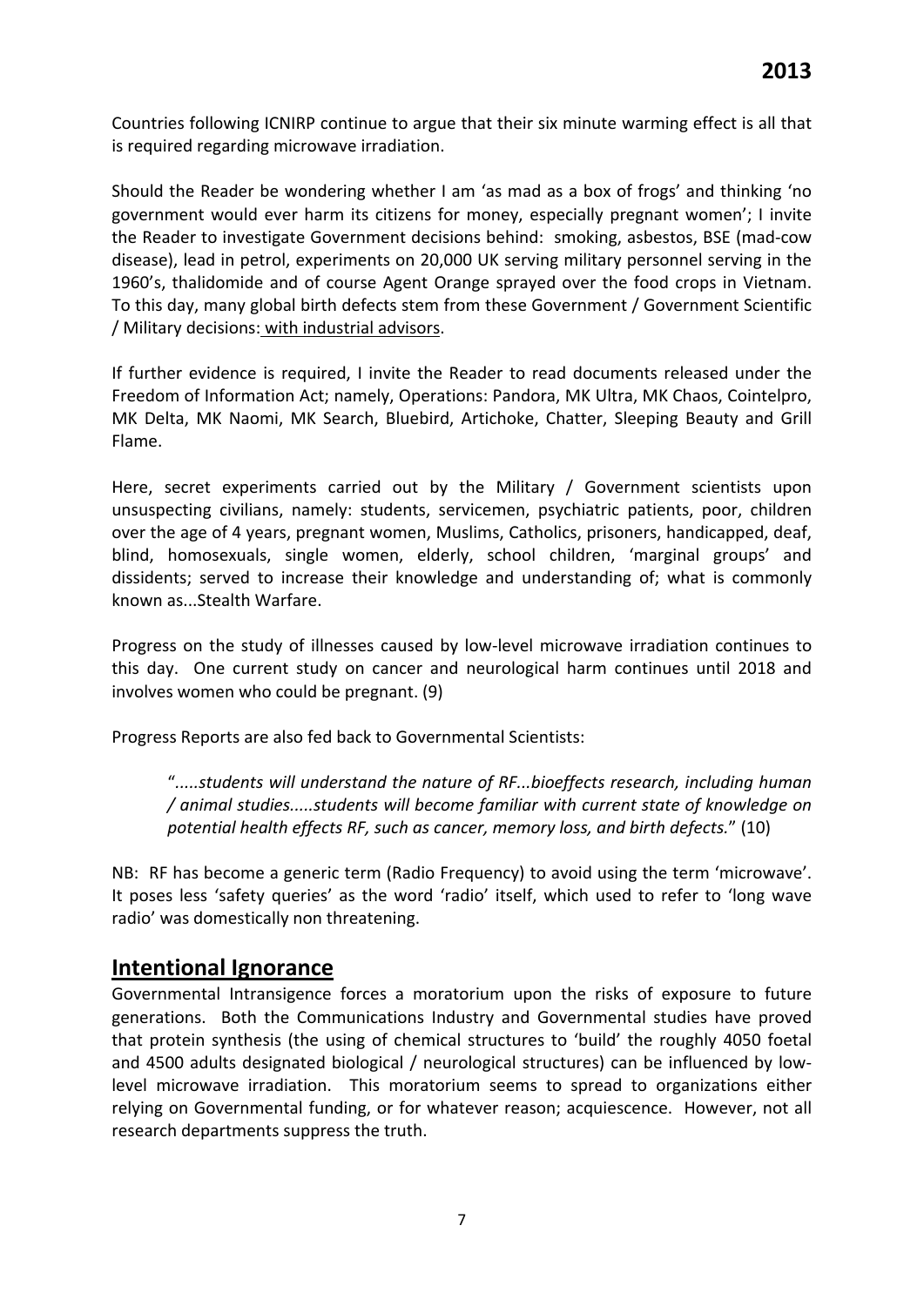Countries following ICNIRP continue to argue that their six minute warming effect is all that is required regarding microwave irradiation.

Should the Reader be wondering whether I am 'as mad as a box of frogs' and thinking 'no government would ever harm its citizens for money, especially pregnant women'; I invite the Reader to investigate Government decisions behind: smoking, asbestos, BSE (mad-cow disease), lead in petrol, experiments on 20,000 UK serving military personnel serving in the 1960's, thalidomide and of course Agent Orange sprayed over the food crops in Vietnam. To this day, many global birth defects stem from these Government / Government Scientific / Military decisions: with industrial advisors.

If further evidence is required, I invite the Reader to read documents released under the Freedom of Information Act; namely, Operations: Pandora, MK Ultra, MK Chaos, Cointelpro, MK Delta, MK Naomi, MK Search, Bluebird, Artichoke, Chatter, Sleeping Beauty and Grill Flame.

Here, secret experiments carried out by the Military / Government scientists upon unsuspecting civilians, namely: students, servicemen, psychiatric patients, poor, children over the age of 4 years, pregnant women, Muslims, Catholics, prisoners, handicapped, deaf, blind, homosexuals, single women, elderly, school children, 'marginal groups' and dissidents; served to increase their knowledge and understanding of; what is commonly known as...Stealth Warfare.

Progress on the study of illnesses caused by low-level microwave irradiation continues to this day. One current study on cancer and neurological harm continues until 2018 and involves women who could be pregnant. (9)

Progress Reports are also fed back to Governmental Scientists:

> "*.....students will understand the nature of RF...bioeffects research, including human / animal studies.....students will become familiar with current state of knowledge on potential health effects RF, such as cancer, memory loss, and birth defects.*" (10)

NB: RF has become a generic term (Radio Frequency) to avoid using the term 'microwave'. It poses less 'safety queries' as the word 'radio' itself, which used to refer to 'long wave radio' was domestically non threatening.

## Intentional Ignorance

Governmental Intransigence forces a moratorium upon the risks of exposure to future generations. Both the Communications Industry and Governmental studies have proved that protein synthesis (the using of chemical structures to 'build' the roughly 4050 foetal and 4500 adults designated biological / neurological structures) can be influenced by low-level microwave irradiation. This moratorium seems to spread to organizations either relying on Governmental funding, or for whatever reason; acquiescence. However, not all research departments suppress the truth.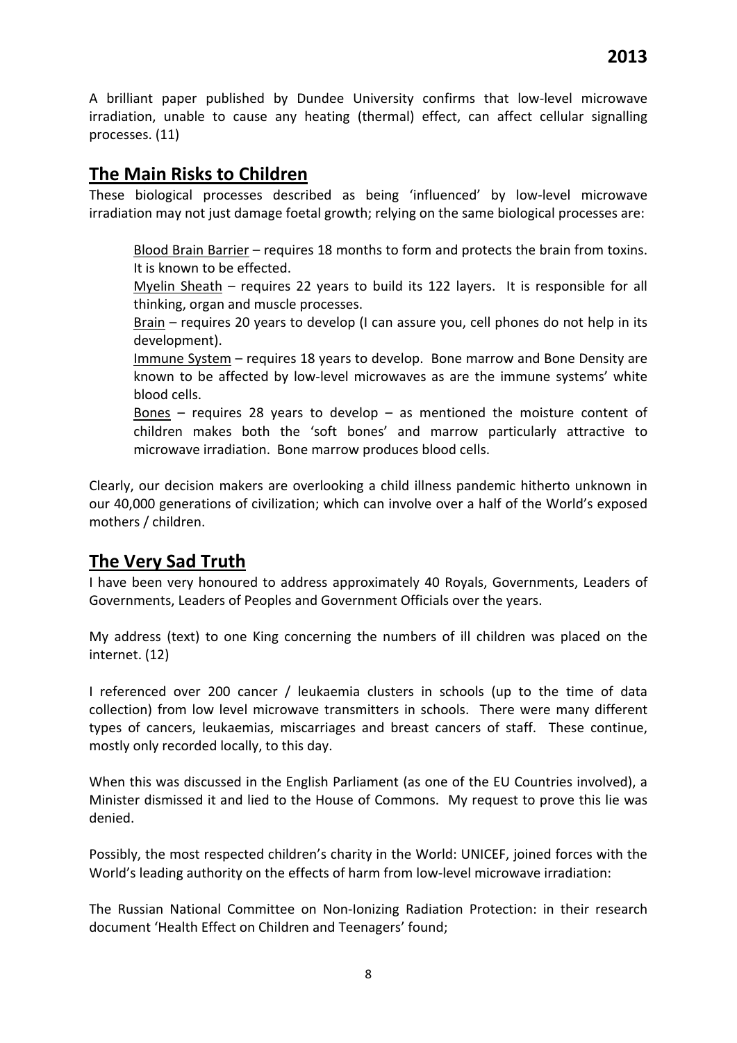A brilliant paper published by Dundee University confirms that low-level microwave irradiation, unable to cause any heating (thermal) effect, can affect cellular signalling processes. (11)

## The Main Risks to Children

These biological processes described as being 'influenced' by low-level microwave irradiation may not just damage foetal growth; relying on the same biological processes are:

> Blood Brain Barrier – requires 18 months to form and protects the brain from toxins. It is known to be effected.
>
> Myelin Sheath – requires 22 years to build its 122 layers. It is responsible for all thinking, organ and muscle processes.
>
> Brain – requires 20 years to develop (I can assure you, cell phones do not help in its development).
>
> Immune System – requires 18 years to develop. Bone marrow and Bone Density are known to be affected by low-level microwaves as are the immune systems' white blood cells.
>
> Bones – requires 28 years to develop – as mentioned the moisture content of children makes both the 'soft bones' and marrow particularly attractive to microwave irradiation. Bone marrow produces blood cells.

Clearly, our decision makers are overlooking a child illness pandemic hitherto unknown in our 40,000 generations of civilization; which can involve over a half of the World's exposed mothers / children.

## The Very Sad Truth

I have been very honoured to address approximately 40 Royals, Governments, Leaders of Governments, Leaders of Peoples and Government Officials over the years.

My address (text) to one King concerning the numbers of ill children was placed on the internet. (12)

I referenced over 200 cancer / leukaemia clusters in schools (up to the time of data collection) from low level microwave transmitters in schools. There were many different types of cancers, leukaemias, miscarriages and breast cancers of staff. These continue, mostly only recorded locally, to this day.

When this was discussed in the English Parliament (as one of the EU Countries involved), a Minister dismissed it and lied to the House of Commons. My request to prove this lie was denied.

Possibly, the most respected children's charity in the World: UNICEF, joined forces with the World's leading authority on the effects of harm from low-level microwave irradiation:

The Russian National Committee on Non-Ionizing Radiation Protection: in their research document 'Health Effect on Children and Teenagers' found;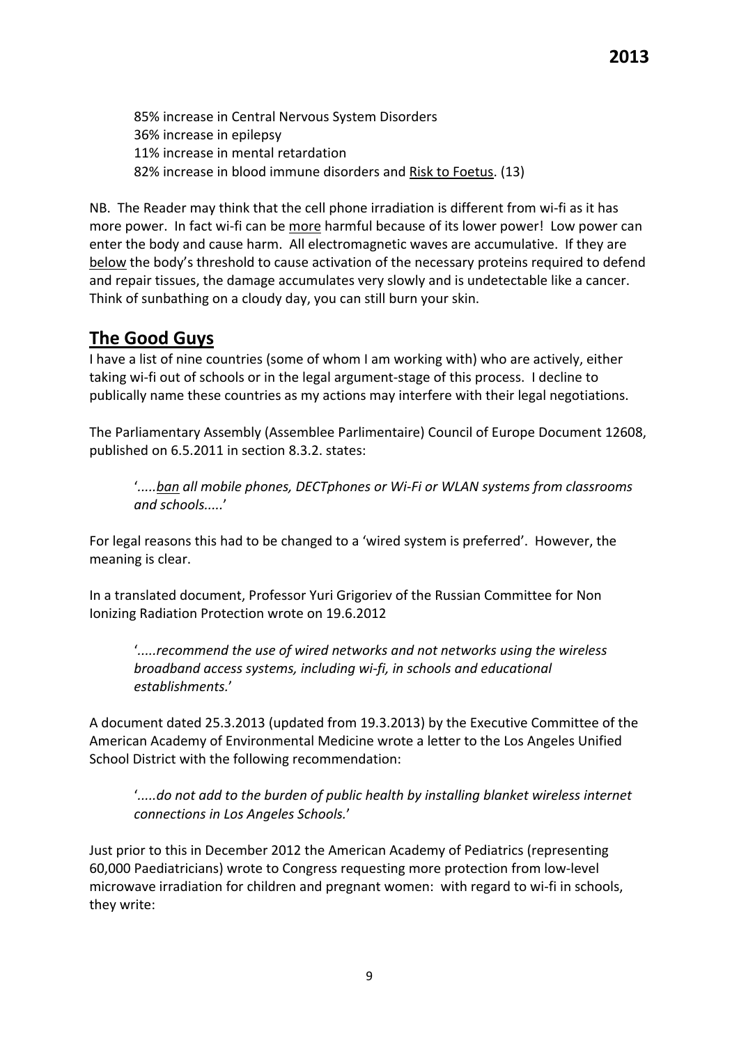85% increase in Central Nervous System Disorders  
36% increase in epilepsy  
11% increase in mental retardation  
82% increase in blood immune disorders and <u>Risk to Foetus</u>. (13)

NB. The Reader may think that the cell phone irradiation is different from wi-fi as it has more power. In fact wi-fi can be <u>more</u> harmful because of its lower power! Low power can enter the body and cause harm. All electromagnetic waves are accumulative. If they are <u>below</u> the body's threshold to cause activation of the necessary proteins required to defend and repair tissues, the damage accumulates very slowly and is undetectable like a cancer. Think of sunbathing on a cloudy day, you can still burn your skin.

## <u>The Good Guys</u>

I have a list of nine countries (some of whom I am working with) who are actively, either taking wi-fi out of schools or in the legal argument-stage of this process. I decline to publically name these countries as my actions may interfere with their legal negotiations.

The Parliamentary Assembly (Assemblee Parlimentaire) Council of Europe Document 12608, published on 6.5.2011 in section 8.3.2. states:

> '*.....<u>ban</u> all mobile phones, DECTphones or Wi-Fi or WLAN systems from classrooms and schools.....*'

For legal reasons this had to be changed to a 'wired system is preferred'. However, the meaning is clear.

In a translated document, Professor Yuri Grigoriev of the Russian Committee for Non Ionizing Radiation Protection wrote on 19.6.2012

> '*.....recommend the use of wired networks and not networks using the wireless broadband access systems, including wi-fi, in schools and educational establishments.*'

A document dated 25.3.2013 (updated from 19.3.2013) by the Executive Committee of the American Academy of Environmental Medicine wrote a letter to the Los Angeles Unified School District with the following recommendation:

> '*.....do not add to the burden of public health by installing blanket wireless internet connections in Los Angeles Schools.*'

Just prior to this in December 2012 the American Academy of Pediatrics (representing 60,000 Paediatricians) wrote to Congress requesting more protection from low-level microwave irradiation for children and pregnant women: with regard to wi-fi in schools, they write: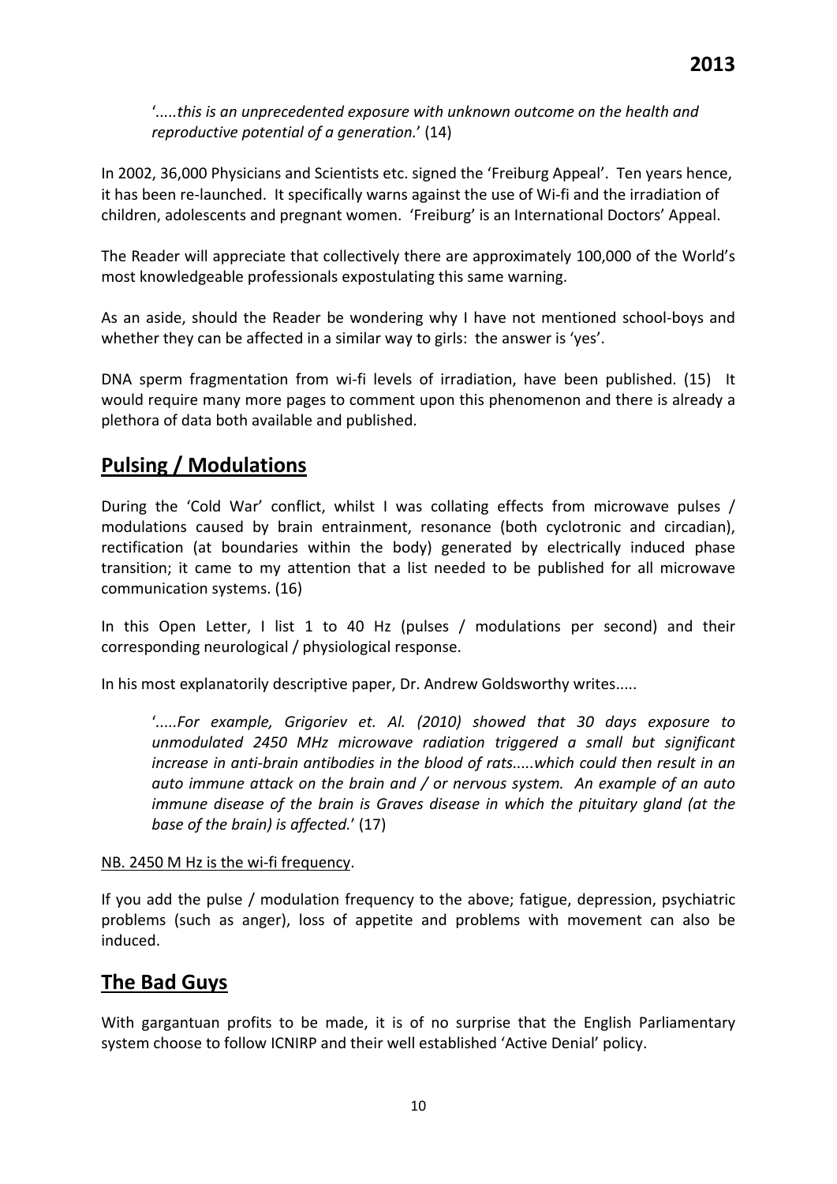'*.....this is an unprecedented exposure with unknown outcome on the health and reproductive potential of a generation.*' (14)

In 2002, 36,000 Physicians and Scientists etc. signed the 'Freiburg Appeal'. Ten years hence, it has been re-launched. It specifically warns against the use of Wi-fi and the irradiation of children, adolescents and pregnant women. 'Freiburg' is an International Doctors' Appeal.

The Reader will appreciate that collectively there are approximately 100,000 of the World's most knowledgeable professionals expostulating this same warning.

As an aside, should the Reader be wondering why I have not mentioned school-boys and whether they can be affected in a similar way to girls: the answer is 'yes'.

DNA sperm fragmentation from wi-fi levels of irradiation, have been published. (15) It would require many more pages to comment upon this phenomenon and there is already a plethora of data both available and published.

## Pulsing / Modulations

During the 'Cold War' conflict, whilst I was collating effects from microwave pulses / modulations caused by brain entrainment, resonance (both cyclotronic and circadian), rectification (at boundaries within the body) generated by electrically induced phase transition; it came to my attention that a list needed to be published for all microwave communication systems. (16)

In this Open Letter, I list 1 to 40 Hz (pulses / modulations per second) and their corresponding neurological / physiological response.

In his most explanatorily descriptive paper, Dr. Andrew Goldsworthy writes.....

> '*.....For example, Grigoriev et. Al. (2010) showed that 30 days exposure to unmodulated 2450 MHz microwave radiation triggered a small but significant increase in anti-brain antibodies in the blood of rats.....which could then result in an auto immune attack on the brain and / or nervous system. An example of an auto immune disease of the brain is Graves disease in which the pituitary gland (at the base of the brain) is affected.*' (17)

NB. 2450 M Hz is the wi-fi frequency.

If you add the pulse / modulation frequency to the above; fatigue, depression, psychiatric problems (such as anger), loss of appetite and problems with movement can also be induced.

## The Bad Guys

With gargantuan profits to be made, it is of no surprise that the English Parliamentary system choose to follow ICNIRP and their well established 'Active Denial' policy.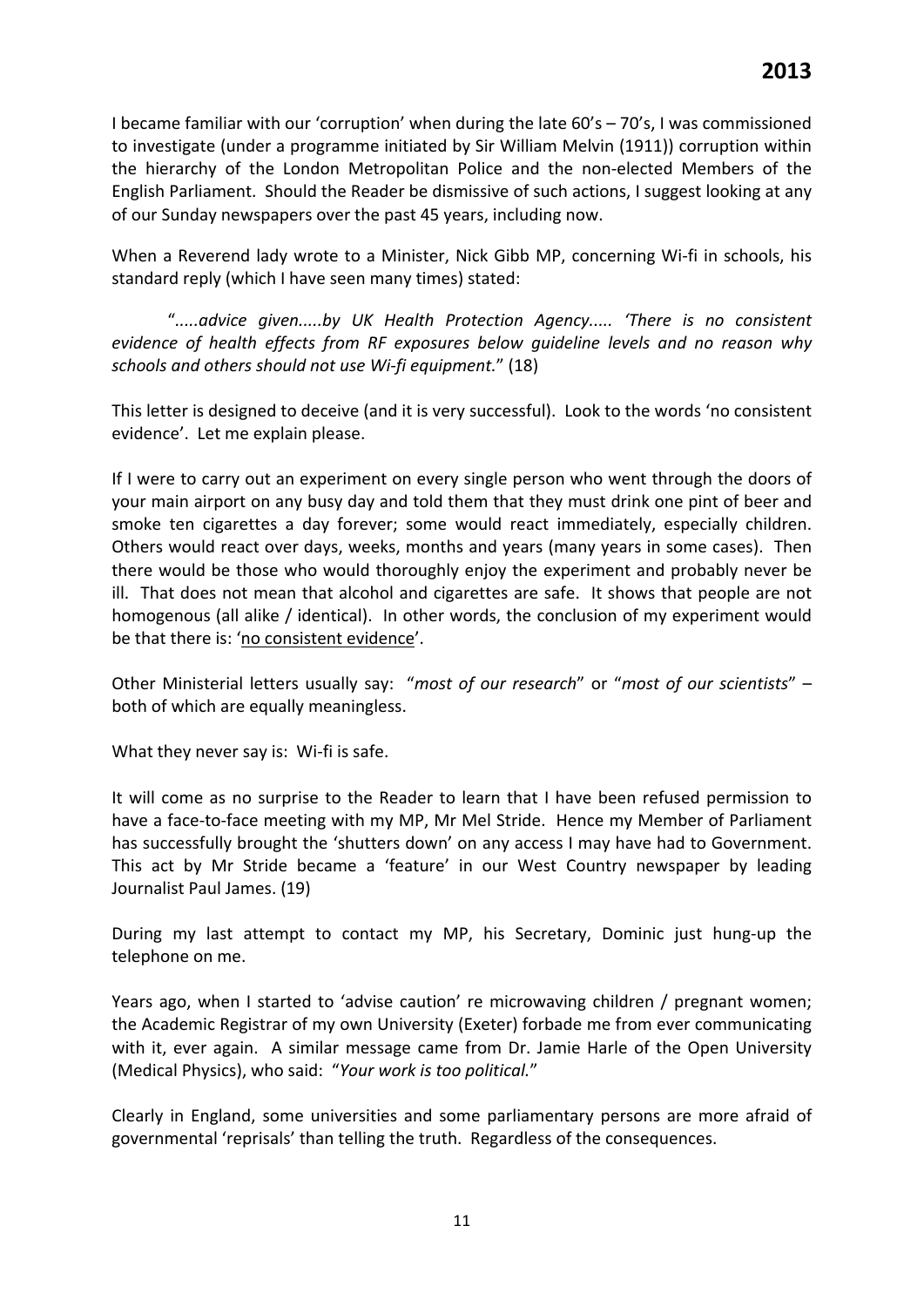I became familiar with our 'corruption' when during the late 60's – 70's, I was commissioned to investigate (under a programme initiated by Sir William Melvin (1911)) corruption within the hierarchy of the London Metropolitan Police and the non-elected Members of the English Parliament. Should the Reader be dismissive of such actions, I suggest looking at any of our Sunday newspapers over the past 45 years, including now.

When a Reverend lady wrote to a Minister, Nick Gibb MP, concerning Wi-fi in schools, his standard reply (which I have seen many times) stated:

> "*.....advice given.....by UK Health Protection Agency..... 'There is no consistent evidence of health effects from RF exposures below guideline levels and no reason why schools and others should not use Wi-fi equipment.*" (18)

This letter is designed to deceive (and it is very successful). Look to the words 'no consistent evidence'. Let me explain please.

If I were to carry out an experiment on every single person who went through the doors of your main airport on any busy day and told them that they must drink one pint of beer and smoke ten cigarettes a day forever; some would react immediately, especially children. Others would react over days, weeks, months and years (many years in some cases). Then there would be those who would thoroughly enjoy the experiment and probably never be ill. That does not mean that alcohol and cigarettes are safe. It shows that people are not homogenous (all alike / identical). In other words, the conclusion of my experiment would be that there is: '<u>no consistent evidence</u>'.

Other Ministerial letters usually say: "*most of our research*" or "*most of our scientists*" – both of which are equally meaningless.

What they never say is: Wi-fi is safe.

It will come as no surprise to the Reader to learn that I have been refused permission to have a face-to-face meeting with my MP, Mr Mel Stride. Hence my Member of Parliament has successfully brought the 'shutters down' on any access I may have had to Government. This act by Mr Stride became a 'feature' in our West Country newspaper by leading Journalist Paul James. (19)

During my last attempt to contact my MP, his Secretary, Dominic just hung-up the telephone on me.

Years ago, when I started to 'advise caution' re microwaving children / pregnant women; the Academic Registrar of my own University (Exeter) forbade me from ever communicating with it, ever again. A similar message came from Dr. Jamie Harle of the Open University (Medical Physics), who said: "*Your work is too political.*"

Clearly in England, some universities and some parliamentary persons are more afraid of governmental 'reprisals' than telling the truth. Regardless of the consequences.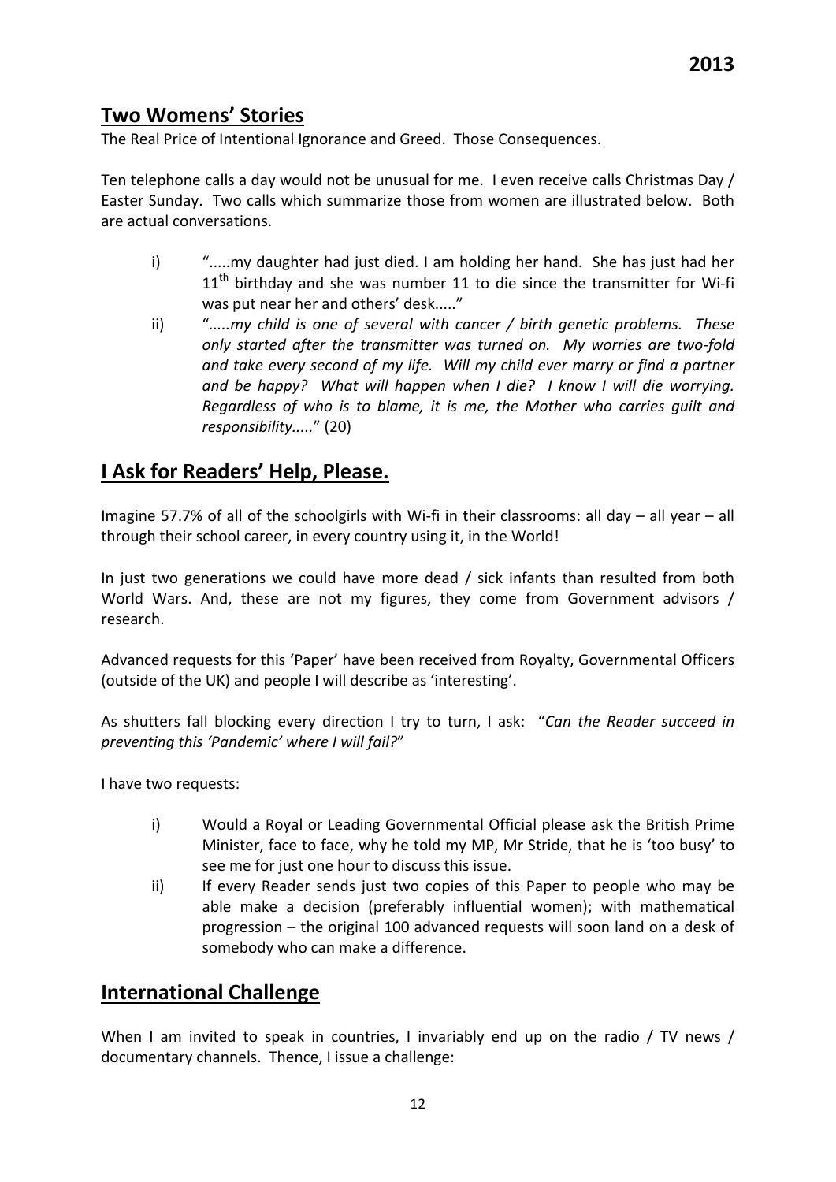## Two Womens' Stories

The Real Price of Intentional Ignorance and Greed. Those Consequences.

Ten telephone calls a day would not be unusual for me. I even receive calls Christmas Day / Easter Sunday. Two calls which summarize those from women are illustrated below. Both are actual conversations.

i) ".....my daughter had just died. I am holding her hand. She has just had her 11th birthday and she was number 11 to die since the transmitter for Wi-fi was put near her and others' desk....."

ii) "*.....my child is one of several with cancer / birth genetic problems. These only started after the transmitter was turned on. My worries are two-fold and take every second of my life. Will my child ever marry or find a partner and be happy? What will happen when I die? I know I will die worrying. Regardless of who is to blame, it is me, the Mother who carries guilt and responsibility.....*" (20)

## I Ask for Readers' Help, Please.

Imagine 57.7% of all of the schoolgirls with Wi-fi in their classrooms: all day – all year – all through their school career, in every country using it, in the World!

In just two generations we could have more dead / sick infants than resulted from both World Wars. And, these are not my figures, they come from Government advisors / research.

Advanced requests for this 'Paper' have been received from Royalty, Governmental Officers (outside of the UK) and people I will describe as 'interesting'.

As shutters fall blocking every direction I try to turn, I ask: "*Can the Reader succeed in preventing this 'Pandemic' where I will fail?*"

I have two requests:

i) Would a Royal or Leading Governmental Official please ask the British Prime Minister, face to face, why he told my MP, Mr Stride, that he is 'too busy' to see me for just one hour to discuss this issue.

ii) If every Reader sends just two copies of this Paper to people who may be able make a decision (preferably influential women); with mathematical progression – the original 100 advanced requests will soon land on a desk of somebody who can make a difference.

## International Challenge

When I am invited to speak in countries, I invariably end up on the radio / TV news / documentary channels. Thence, I issue a challenge: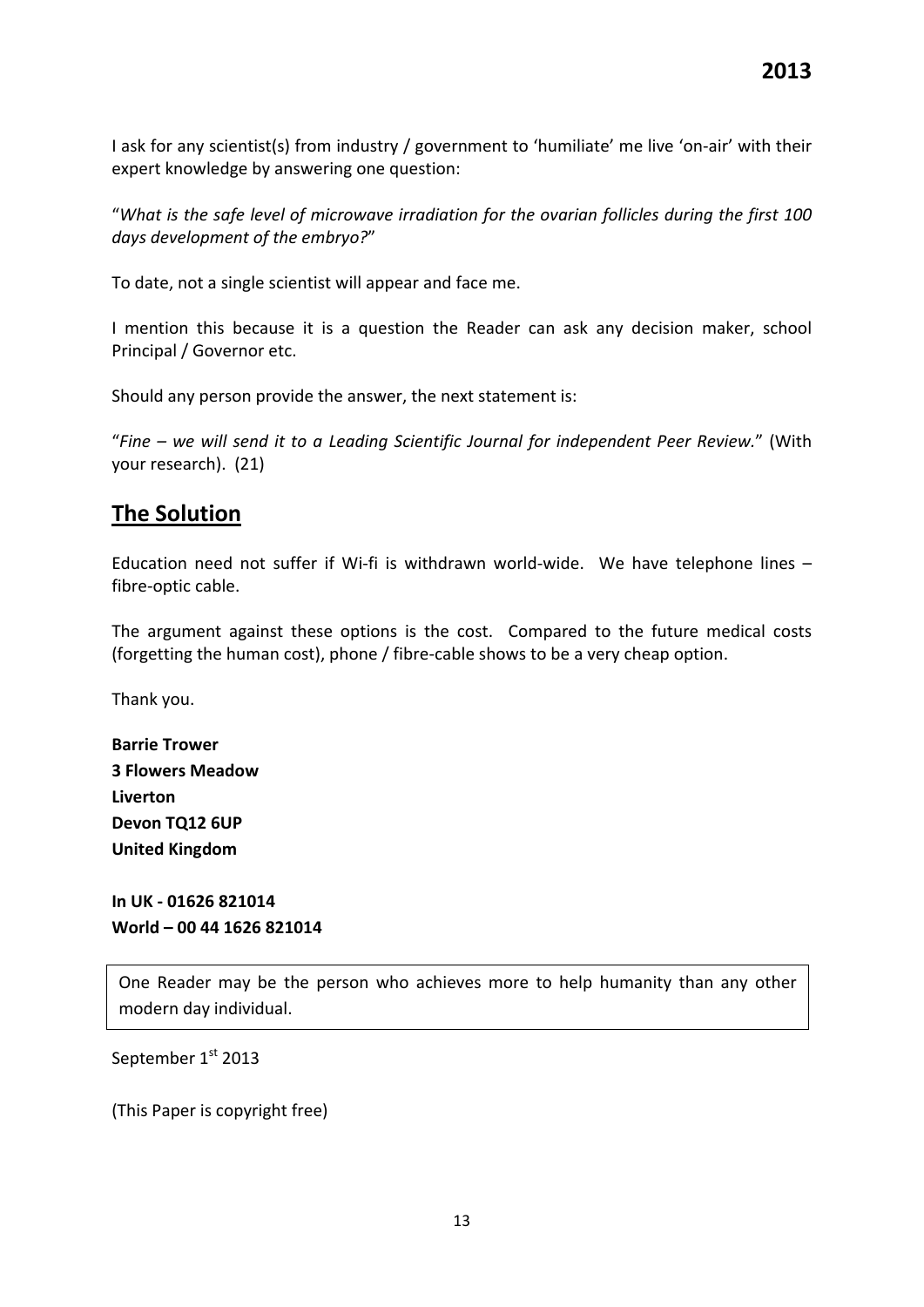I ask for any scientist(s) from industry / government to 'humiliate' me live 'on-air' with their expert knowledge by answering one question:

"*What is the safe level of microwave irradiation for the ovarian follicles during the first 100 days development of the embryo?*"

To date, not a single scientist will appear and face me.

I mention this because it is a question the Reader can ask any decision maker, school Principal / Governor etc.

Should any person provide the answer, the next statement is:

"*Fine – we will send it to a Leading Scientific Journal for independent Peer Review.*" (With your research). (21)

## The Solution

Education need not suffer if Wi-fi is withdrawn world-wide. We have telephone lines – fibre-optic cable.

The argument against these options is the cost. Compared to the future medical costs (forgetting the human cost), phone / fibre-cable shows to be a very cheap option.

Thank you.

**Barrie Trower**
**3 Flowers Meadow**
**Liverton**
**Devon TQ12 6UP**
**United Kingdom**

**In UK - 01626 821014**
**World – 00 44 1626 821014**

One Reader may be the person who achieves more to help humanity than any other modern day individual.

September 1st 2013

(This Paper is copyright free)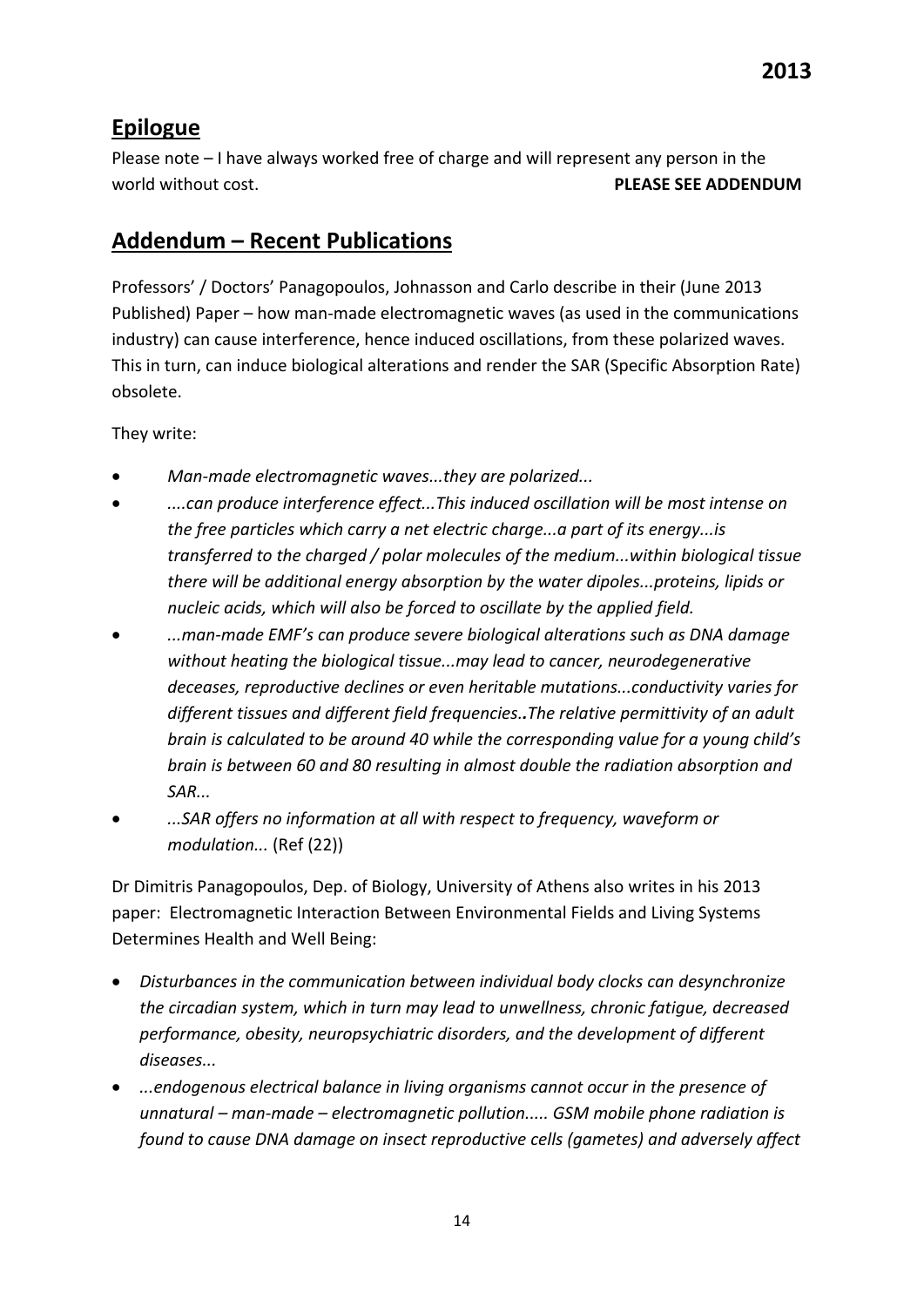## Epilogue

Please note – I have always worked free of charge and will represent any person in the world without cost. **PLEASE SEE ADDENDUM**

## Addendum – Recent Publications

Professors' / Doctors' Panagopoulos, Johnasson and Carlo describe in their (June 2013 Published) Paper – how man-made electromagnetic waves (as used in the communications industry) can cause interference, hence induced oscillations, from these polarized waves. This in turn, can induce biological alterations and render the SAR (Specific Absorption Rate) obsolete.

They write:

- *Man-made electromagnetic waves...they are polarized...*
- *....can produce interference effect...This induced oscillation will be most intense on the free particles which carry a net electric charge...a part of its energy...is transferred to the charged / polar molecules of the medium...within biological tissue there will be additional energy absorption by the water dipoles...proteins, lipids or nucleic acids, which will also be forced to oscillate by the applied field.*
- *...man-made EMF's can produce severe biological alterations such as DNA damage without heating the biological tissue...may lead to cancer, neurodegenerative deceases, reproductive declines or even heritable mutations...conductivity varies for different tissues and different field frequencies..The relative permittivity of an adult brain is calculated to be around 40 while the corresponding value for a young child's brain is between 60 and 80 resulting in almost double the radiation absorption and SAR...*
- *...SAR offers no information at all with respect to frequency, waveform or modulation...* (Ref (22))

Dr Dimitris Panagopoulos, Dep. of Biology, University of Athens also writes in his 2013 paper: Electromagnetic Interaction Between Environmental Fields and Living Systems Determines Health and Well Being:

- *Disturbances in the communication between individual body clocks can desynchronize the circadian system, which in turn may lead to unwellness, chronic fatigue, decreased performance, obesity, neuropsychiatric disorders, and the development of different diseases...*
- *...endogenous electrical balance in living organisms cannot occur in the presence of unnatural – man-made – electromagnetic pollution..... GSM mobile phone radiation is found to cause DNA damage on insect reproductive cells (gametes) and adversely affect*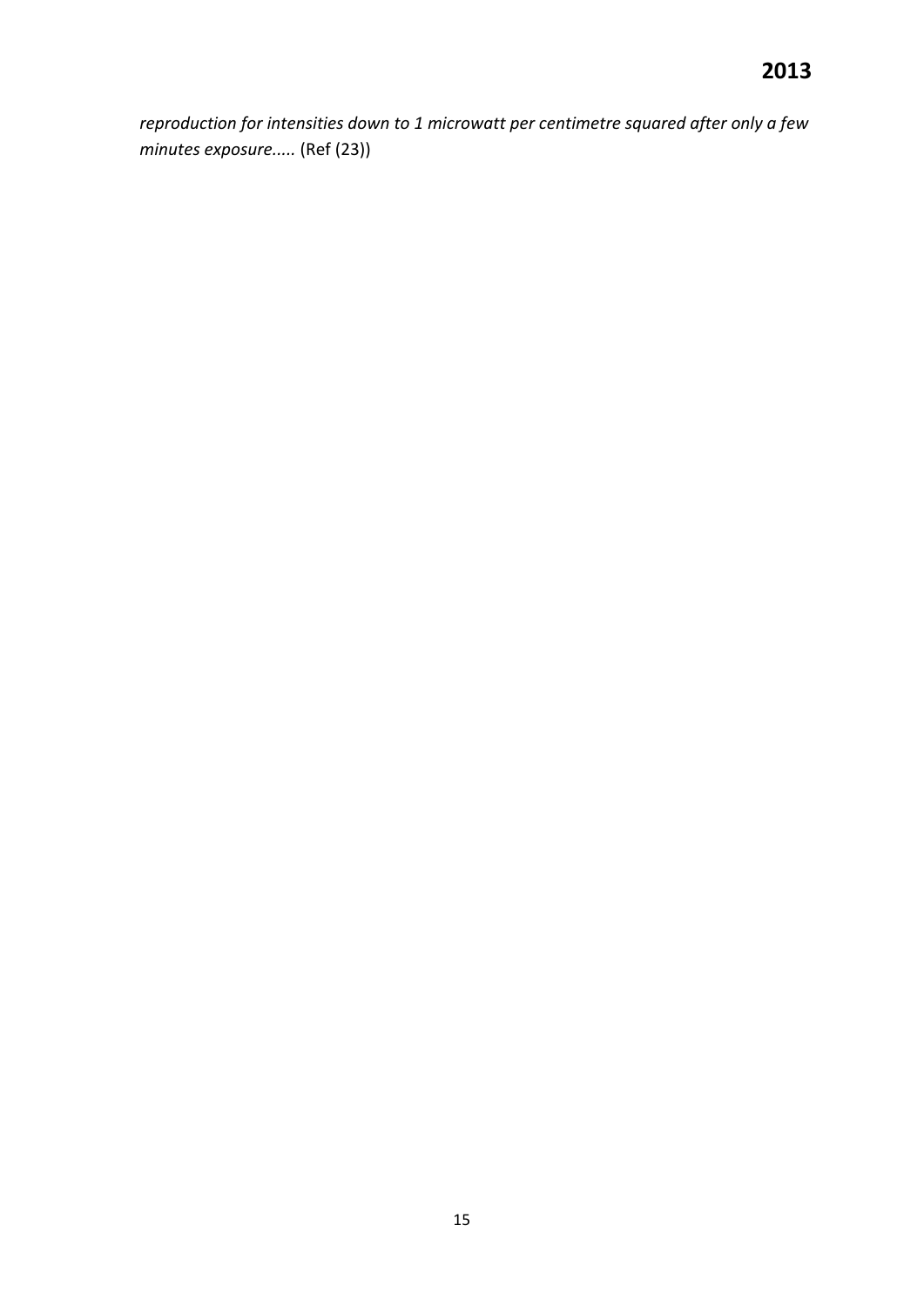*reproduction for intensities down to 1 microwatt per centimetre squared after only a few minutes exposure.....* (Ref (23))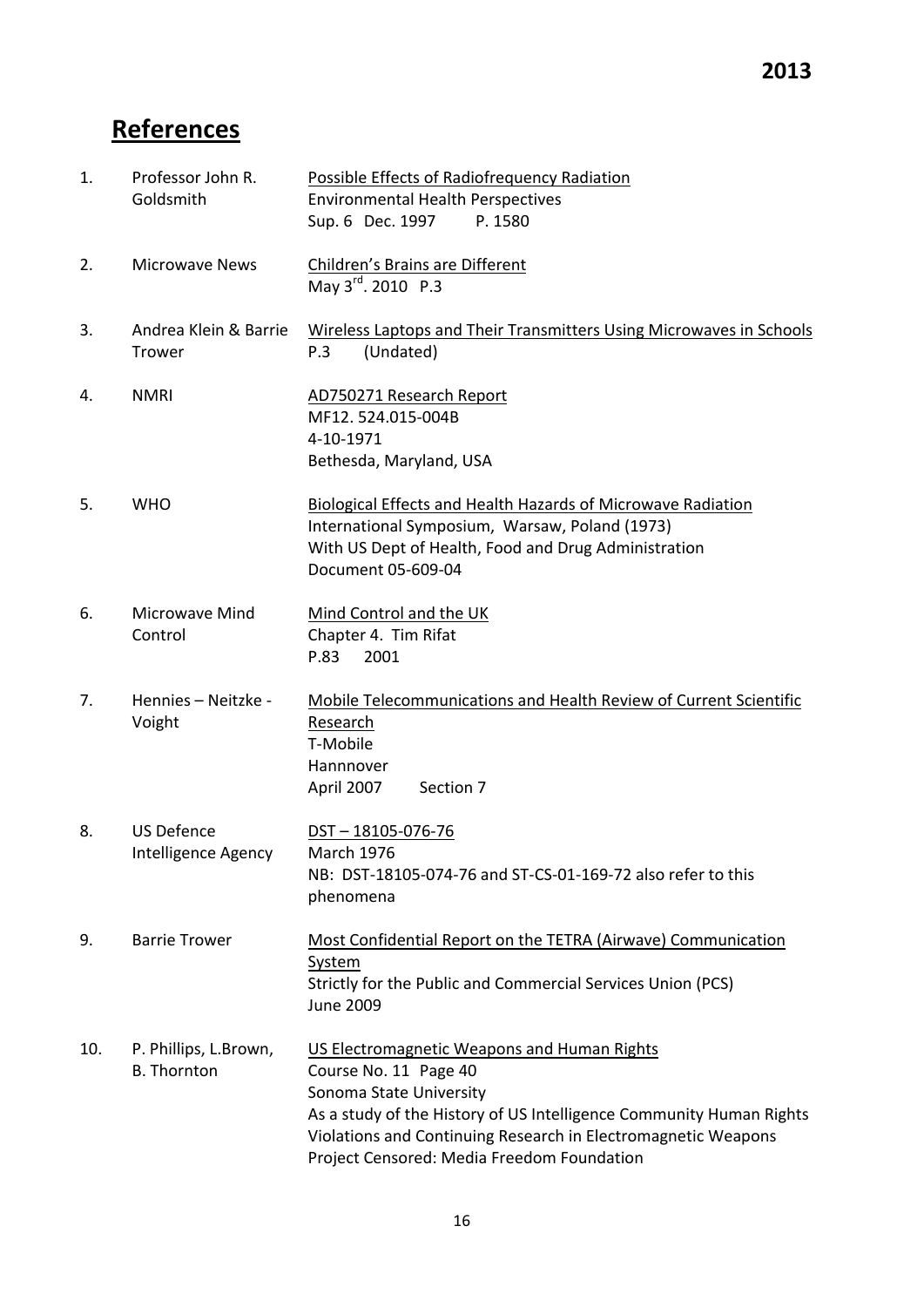# References

| No. | Author | Reference |
| --- | --- | --- |
| 1. | Professor John R. Goldsmith | Possible Effects of Radiofrequency Radiation<br>Environmental Health Perspectives<br>Sup. 6 Dec. 1997 P. 1580 |
| 2. | Microwave News | Children's Brains are Different<br>May 3rd. 2010 P.3 |
| 3. | Andrea Klein & Barrie Trower | Wireless Laptops and Their Transmitters Using Microwaves in Schools<br>P.3 (Undated) |
| 4. | NMRI | AD750271 Research Report<br>MF12. 524.015-004B<br>4-10-1971<br>Bethesda, Maryland, USA |
| 5. | WHO | Biological Effects and Health Hazards of Microwave Radiation<br>International Symposium, Warsaw, Poland (1973)<br>With US Dept of Health, Food and Drug Administration<br>Document 05-609-04 |
| 6. | Microwave Mind Control | Mind Control and the UK<br>Chapter 4. Tim Rifat<br>P.83 2001 |
| 7. | Hennies – Neitzke - Voight | Mobile Telecommunications and Health Review of Current Scientific Research<br>T-Mobile<br>Hannnover<br>April 2007 Section 7 |
| 8. | US Defence Intelligence Agency | DST – 18105-076-76<br>March 1976<br>NB: DST-18105-074-76 and ST-CS-01-169-72 also refer to this phenomena |
| 9. | Barrie Trower | Most Confidential Report on the TETRA (Airwave) Communication System<br>Strictly for the Public and Commercial Services Union (PCS)<br>June 2009 |
| 10. | P. Phillips, L.Brown, B. Thornton | US Electromagnetic Weapons and Human Rights<br>Course No. 11 Page 40<br>Sonoma State University<br>As a study of the History of US Intelligence Community Human Rights Violations and Continuing Research in Electromagnetic Weapons<br>Project Censored: Media Freedom Foundation |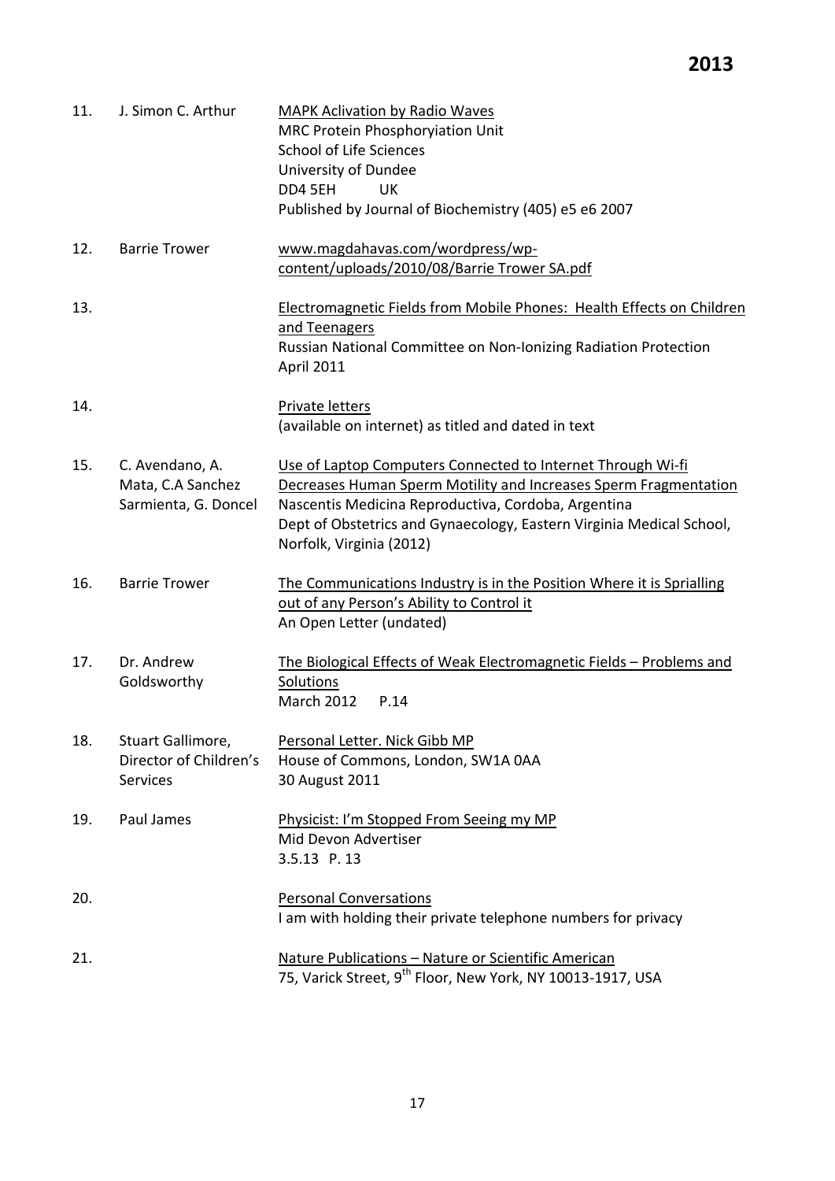**2013**

11. J. Simon C. Arthur — MAPK Aclivation by Radio Waves
    MRC Protein Phosphoryiation Unit
    School of Life Sciences
    University of Dundee
    DD4 5EH UK
    Published by Journal of Biochemistry (405) e5 e6 2007

12. Barrie Trower — www.magdahavas.com/wordpress/wp-content/uploads/2010/08/Barrie Trower SA.pdf

13. Electromagnetic Fields from Mobile Phones: Health Effects on Children and Teenagers
    Russian National Committee on Non-Ionizing Radiation Protection
    April 2011

14. Private letters
    (available on internet) as titled and dated in text

15. C. Avendano, A. Mata, C.A Sanchez Sarmienta, G. Doncel — Use of Laptop Computers Connected to Internet Through Wi-fi Decreases Human Sperm Motility and Increases Sperm Fragmentation
    Nascentis Medicina Reproductiva, Cordoba, Argentina
    Dept of Obstetrics and Gynaecology, Eastern Virginia Medical School, Norfolk, Virginia (2012)

16. Barrie Trower — The Communications Industry is in the Position Where it is Sprialling out of any Person's Ability to Control it
    An Open Letter (undated)

17. Dr. Andrew Goldsworthy — The Biological Effects of Weak Electromagnetic Fields – Problems and Solutions
    March 2012 P.14

18. Stuart Gallimore, Director of Children's Services — Personal Letter. Nick Gibb MP
    House of Commons, London, SW1A 0AA
    30 August 2011

19. Paul James — Physicist: I'm Stopped From Seeing my MP
    Mid Devon Advertiser
    3.5.13 P. 13

20. Personal Conversations
    I am with holding their private telephone numbers for privacy

21. Nature Publications – Nature or Scientific American
    75, Varick Street, 9th Floor, New York, NY 10013-1917, USA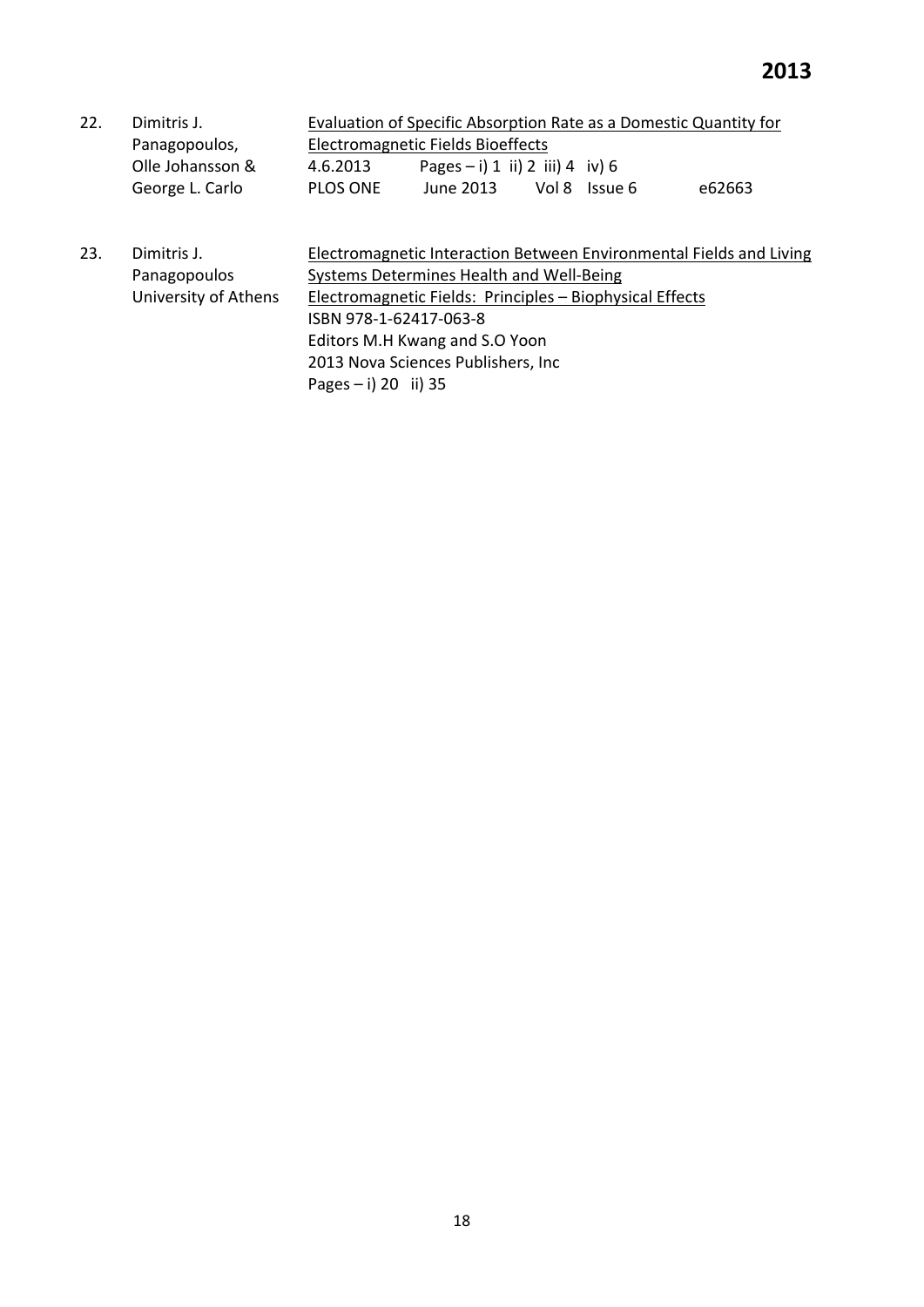# 2013

| | | |
|---|---|---|
| 22. | Dimitris J. Panagopoulos, Olle Johansson & George L. Carlo | <u>Evaluation of Specific Absorption Rate as a Domestic Quantity for Electromagnetic Fields Bioeffects</u><br>4.6.2013 Pages – i) 1 ii) 2 iii) 4 iv) 6<br>PLOS ONE June 2013 Vol 8 Issue 6 e62663 |
| 23. | Dimitris J. Panagopoulos University of Athens | <u>Electromagnetic Interaction Between Environmental Fields and Living Systems Determines Health and Well-Being</u><br><u>Electromagnetic Fields: Principles – Biophysical Effects</u><br>ISBN 978-1-62417-063-8<br>Editors M.H Kwang and S.O Yoon<br>2013 Nova Sciences Publishers, Inc<br>Pages – i) 20 ii) 35 |